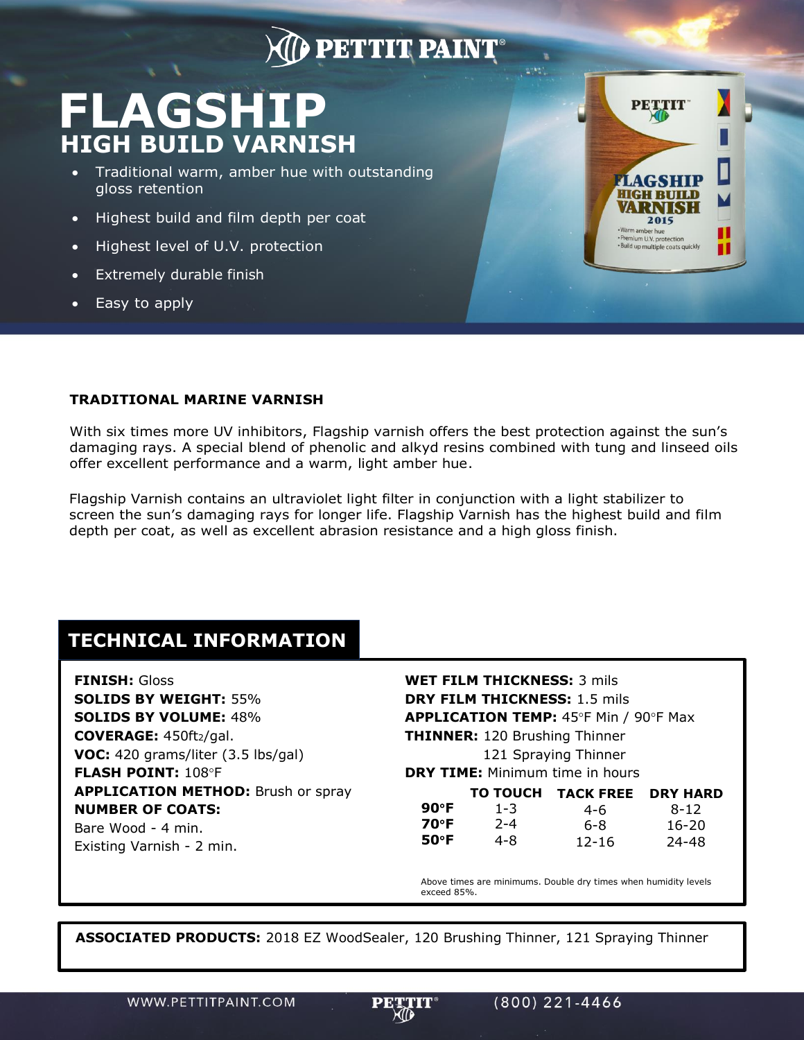PETTIT PAINT®

# FLAGSHIP
## HIGH BUILD VARNISH

- Traditional warm, amber hue with outstanding gloss retention
- Highest build and film depth per coat
- Highest level of U.V. protection
- Extremely durable finish
- Easy to apply

### TRADITIONAL MARINE VARNISH

With six times more UV inhibitors, Flagship varnish offers the best protection against the sun's damaging rays. A special blend of phenolic and alkyd resins combined with tung and linseed oils offer excellent performance and a warm, light amber hue.

Flagship Varnish contains an ultraviolet light filter in conjunction with a light stabilizer to screen the sun's damaging rays for longer life. Flagship Varnish has the highest build and film depth per coat, as well as excellent abrasion resistance and a high gloss finish.

## TECHNICAL INFORMATION

**FINISH:** Gloss
**SOLIDS BY WEIGHT:** 55%
**SOLIDS BY VOLUME:** 48%
**COVERAGE:** 450ft$^2$/gal.
**VOC:** 420 grams/liter (3.5 lbs/gal)
**FLASH POINT:** 108°F
**APPLICATION METHOD:** Brush or spray
**NUMBER OF COATS:**
Bare Wood - 4 min.
Existing Varnish - 2 min.

**WET FILM THICKNESS:** 3 mils
**DRY FILM THICKNESS:** 1.5 mils
**APPLICATION TEMP:** 45°F Min / 90°F Max
**THINNER:** 120 Brushing Thinner
121 Spraying Thinner
**DRY TIME:** Minimum time in hours

| | TO TOUCH | TACK FREE | DRY HARD |
|---|---|---|---|
| **90°F** | 1-3 | 4-6 | 8-12 |
| **70°F** | 2-4 | 6-8 | 16-20 |
| **50°F** | 4-8 | 12-16 | 24-48 |

Above times are minimums. Double dry times when humidity levels exceed 85%.

**ASSOCIATED PRODUCTS:** 2018 EZ WoodSealer, 120 Brushing Thinner, 121 Spraying Thinner

WWW.PETTITPAINT.COM (800) 221-4466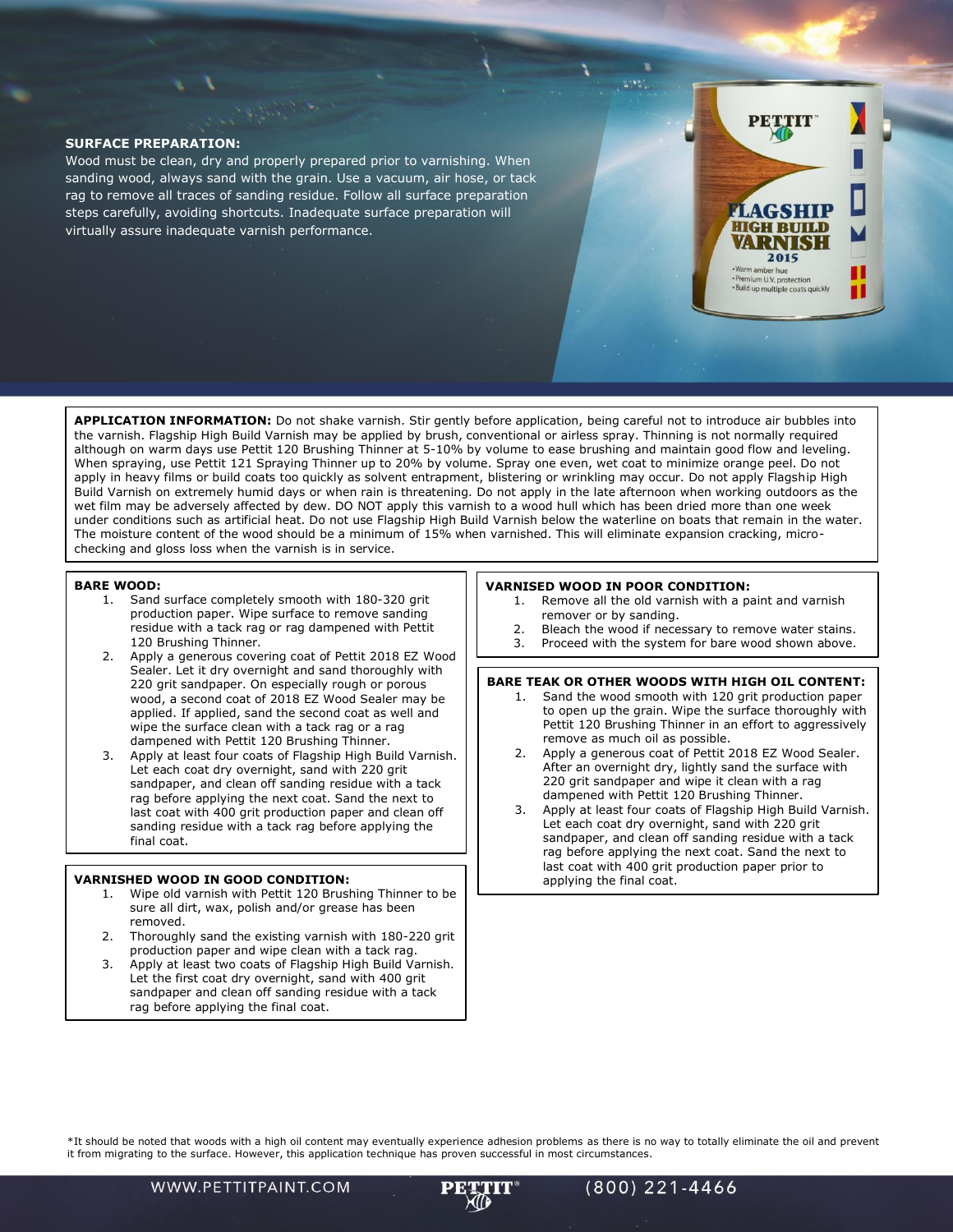## SURFACE PREPARATION:

Wood must be clean, dry and properly prepared prior to varnishing. When sanding wood, always sand with the grain. Use a vacuum, air hose, or tack rag to remove all traces of sanding residue. Follow all surface preparation steps carefully, avoiding shortcuts. Inadequate surface preparation will virtually assure inadequate varnish performance.

**APPLICATION INFORMATION:** Do not shake varnish. Stir gently before application, being careful not to introduce air bubbles into the varnish. Flagship High Build Varnish may be applied by brush, conventional or airless spray. Thinning is not normally required although on warm days use Pettit 120 Brushing Thinner at 5-10% by volume to ease brushing and maintain good flow and leveling. When spraying, use Pettit 121 Spraying Thinner up to 20% by volume. Spray one even, wet coat to minimize orange peel. Do not apply in heavy films or build coats too quickly as solvent entrapment, blistering or wrinkling may occur. Do not apply Flagship High Build Varnish on extremely humid days or when rain is threatening. Do not apply in the late afternoon when working outdoors as the wet film may be adversely affected by dew. DO NOT apply this varnish to a wood hull which has been dried more than one week under conditions such as artificial heat. Do not use Flagship High Build Varnish below the waterline on boats that remain in the water. The moisture content of the wood should be a minimum of 15% when varnished. This will eliminate expansion cracking, micro-checking and gloss loss when the varnish is in service.

### BARE WOOD:

1. Sand surface completely smooth with 180-320 grit production paper. Wipe surface to remove sanding residue with a tack rag or rag dampened with Pettit 120 Brushing Thinner.
2. Apply a generous covering coat of Pettit 2018 EZ Wood Sealer. Let it dry overnight and sand thoroughly with 220 grit sandpaper. On especially rough or porous wood, a second coat of 2018 EZ Wood Sealer may be applied. If applied, sand the second coat as well and wipe the surface clean with a tack rag or a rag dampened with Pettit 120 Brushing Thinner.
3. Apply at least four coats of Flagship High Build Varnish. Let each coat dry overnight, sand with 220 grit sandpaper, and clean off sanding residue with a tack rag before applying the next coat. Sand the next to last coat with 400 grit production paper and clean off sanding residue with a tack rag before applying the final coat.

### VARNISHED WOOD IN GOOD CONDITION:

1. Wipe old varnish with Pettit 120 Brushing Thinner to be sure all dirt, wax, polish and/or grease has been removed.
2. Thoroughly sand the existing varnish with 180-220 grit production paper and wipe clean with a tack rag.
3. Apply at least two coats of Flagship High Build Varnish. Let the first coat dry overnight, sand with 400 grit sandpaper and clean off sanding residue with a tack rag before applying the final coat.

### VARNISHED WOOD IN POOR CONDITION:

1. Remove all the old varnish with a paint and varnish remover or by sanding.
2. Bleach the wood if necessary to remove water stains.
3. Proceed with the system for bare wood shown above.

### BARE TEAK OR OTHER WOODS WITH HIGH OIL CONTENT:

1. Sand the wood smooth with 120 grit production paper to open up the grain. Wipe the surface thoroughly with Pettit 120 Brushing Thinner in an effort to aggressively remove as much oil as possible.
2. Apply a generous coat of Pettit 2018 EZ Wood Sealer. After an overnight dry, lightly sand the surface with 220 grit sandpaper and wipe it clean with a rag dampened with Pettit 120 Brushing Thinner.
3. Apply at least four coats of Flagship High Build Varnish. Let each coat dry overnight, sand with 220 grit sandpaper, and clean off sanding residue with a tack rag before applying the next coat. Sand the next to last coat with 400 grit production paper prior to applying the final coat.

*It should be noted that woods with a high oil content may eventually experience adhesion problems as there is no way to totally eliminate the oil and prevent it from migrating to the surface. However, this application technique has proven successful in most circumstances.

WWW.PETTITPAINT.COM (800) 221-4466